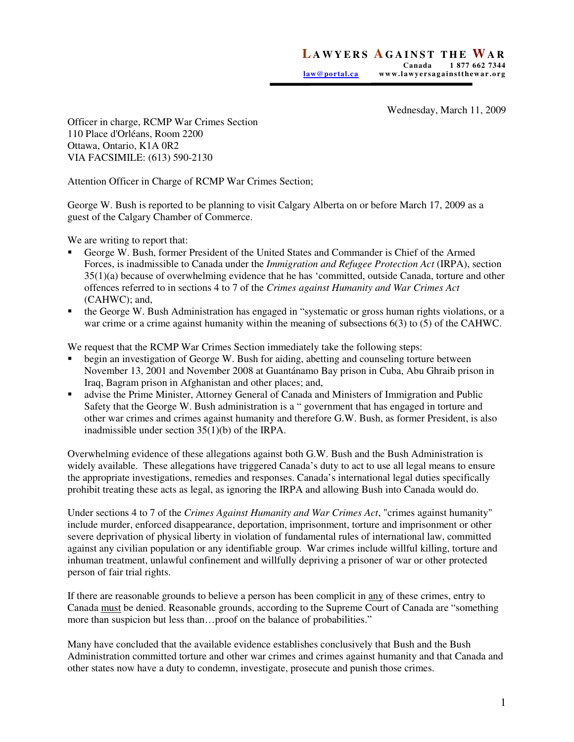**L**AWYERS **A**GAINST THE **W**AR
Canada 1 877 662 7344
law@portal.ca www.lawyersagainstthewar.org

Wednesday, March 11, 2009

Officer in charge, RCMP War Crimes Section
110 Place d'Orléans, Room 2200
Ottawa, Ontario, K1A 0R2
VIA FACSIMILE: (613) 590-2130

Attention Officer in Charge of RCMP War Crimes Section;

George W. Bush is reported to be planning to visit Calgary Alberta on or before March 17, 2009 as a guest of the Calgary Chamber of Commerce.

We are writing to report that:

- George W. Bush, former President of the United States and Commander is Chief of the Armed Forces, is inadmissible to Canada under the *Immigration and Refugee Protection Act* (IRPA), section 35(1)(a) because of overwhelming evidence that he has 'committed, outside Canada, torture and other offences referred to in sections 4 to 7 of the *Crimes against Humanity and War Crimes Act* (CAHWC); and,
- the George W. Bush Administration has engaged in "systematic or gross human rights violations, or a war crime or a crime against humanity within the meaning of subsections 6(3) to (5) of the CAHWC.

We request that the RCMP War Crimes Section immediately take the following steps:

- begin an investigation of George W. Bush for aiding, abetting and counseling torture between November 13, 2001 and November 2008 at Guantánamo Bay prison in Cuba, Abu Ghraib prison in Iraq, Bagram prison in Afghanistan and other places; and,
- advise the Prime Minister, Attorney General of Canada and Ministers of Immigration and Public Safety that the George W. Bush administration is a " government that has engaged in torture and other war crimes and crimes against humanity and therefore G.W. Bush, as former President, is also inadmissible under section 35(1)(b) of the IRPA.

Overwhelming evidence of these allegations against both G.W. Bush and the Bush Administration is widely available. These allegations have triggered Canada's duty to act to use all legal means to ensure the appropriate investigations, remedies and responses. Canada's international legal duties specifically prohibit treating these acts as legal, as ignoring the IRPA and allowing Bush into Canada would do.

Under sections 4 to 7 of the *Crimes Against Humanity and War Crimes Act*, "crimes against humanity" include murder, enforced disappearance, deportation, imprisonment, torture and imprisonment or other severe deprivation of physical liberty in violation of fundamental rules of international law, committed against any civilian population or any identifiable group. War crimes include willful killing, torture and inhuman treatment, unlawful confinement and willfully depriving a prisoner of war or other protected person of fair trial rights.

If there are reasonable grounds to believe a person has been complicit in <u>any</u> of these crimes, entry to Canada <u>must</u> be denied. Reasonable grounds, according to the Supreme Court of Canada are "something more than suspicion but less than…proof on the balance of probabilities."

Many have concluded that the available evidence establishes conclusively that Bush and the Bush Administration committed torture and other war crimes and crimes against humanity and that Canada and other states now have a duty to condemn, investigate, prosecute and punish those crimes.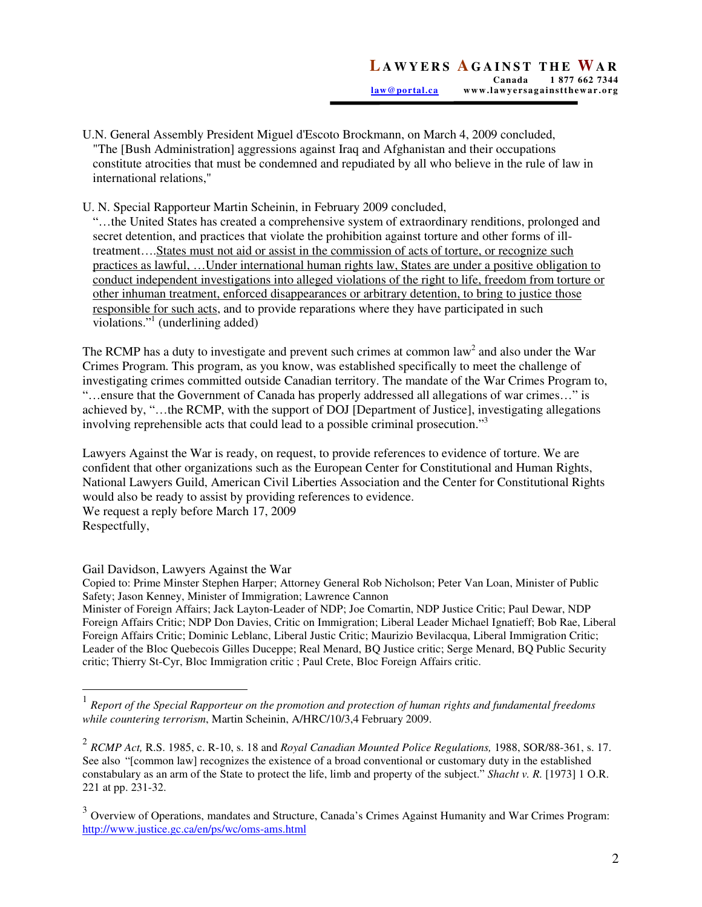**LAWYERS AGAINST THE WAR**
Canada 1 877 662 7344
law@portal.ca www.lawyersagainstthewar.org

U.N. General Assembly President Miguel d'Escoto Brockmann, on March 4, 2009 concluded, "The [Bush Administration] aggressions against Iraq and Afghanistan and their occupations constitute atrocities that must be condemned and repudiated by all who believe in the rule of law in international relations,"

U. N. Special Rapporteur Martin Scheinin, in February 2009 concluded, "…the United States has created a comprehensive system of extraordinary renditions, prolonged and secret detention, and practices that violate the prohibition against torture and other forms of ill-treatment….<u>States must not aid or assist in the commission of acts of torture, or recognize such practices as lawful, …Under international human rights law, States are under a positive obligation to conduct independent investigations into alleged violations of the right to life, freedom from torture or other inhuman treatment, enforced disappearances or arbitrary detention, to bring to justice those responsible for such acts</u>, and to provide reparations where they have participated in such violations."[1] (underlining added)

The RCMP has a duty to investigate and prevent such crimes at common law[2] and also under the War Crimes Program. This program, as you know, was established specifically to meet the challenge of investigating crimes committed outside Canadian territory. The mandate of the War Crimes Program to, "…ensure that the Government of Canada has properly addressed all allegations of war crimes…" is achieved by, "…the RCMP, with the support of DOJ [Department of Justice], investigating allegations involving reprehensible acts that could lead to a possible criminal prosecution."[3]

Lawyers Against the War is ready, on request, to provide references to evidence of torture. We are confident that other organizations such as the European Center for Constitutional and Human Rights, National Lawyers Guild, American Civil Liberties Association and the Center for Constitutional Rights would also be ready to assist by providing references to evidence.
We request a reply before March 17, 2009
Respectfully,

Gail Davidson, Lawyers Against the War
Copied to: Prime Minster Stephen Harper; Attorney General Rob Nicholson; Peter Van Loan, Minister of Public Safety; Jason Kenney, Minister of Immigration; Lawrence Cannon Minister of Foreign Affairs; Jack Layton-Leader of NDP; Joe Comartin, NDP Justice Critic; Paul Dewar, NDP Foreign Affairs Critic; NDP Don Davies, Critic on Immigration; Liberal Leader Michael Ignatieff; Bob Rae, Liberal Foreign Affairs Critic; Dominic Leblanc, Liberal Justic Critic; Maurizio Bevilacqua, Liberal Immigration Critic; Leader of the Bloc Quebecois Gilles Duceppe; Real Menard, BQ Justice critic; Serge Menard, BQ Public Security critic; Thierry St-Cyr, Bloc Immigration critic ; Paul Crete, Bloc Foreign Affairs critic.

---

[1] *Report of the Special Rapporteur on the promotion and protection of human rights and fundamental freedoms while countering terrorism*, Martin Scheinin, A/HRC/10/3,4 February 2009.

[2] *RCMP Act,* R.S. 1985, c. R-10, s. 18 and *Royal Canadian Mounted Police Regulations,* 1988, SOR/88-361, s. 17. See also "[common law] recognizes the existence of a broad conventional or customary duty in the established constabulary as an arm of the State to protect the life, limb and property of the subject." *Shacht v. R.* [1973] 1 O.R. 221 at pp. 231-32.

[3] Overview of Operations, mandates and Structure, Canada's Crimes Against Humanity and War Crimes Program: http://www.justice.gc.ca/en/ps/wc/oms-ams.html